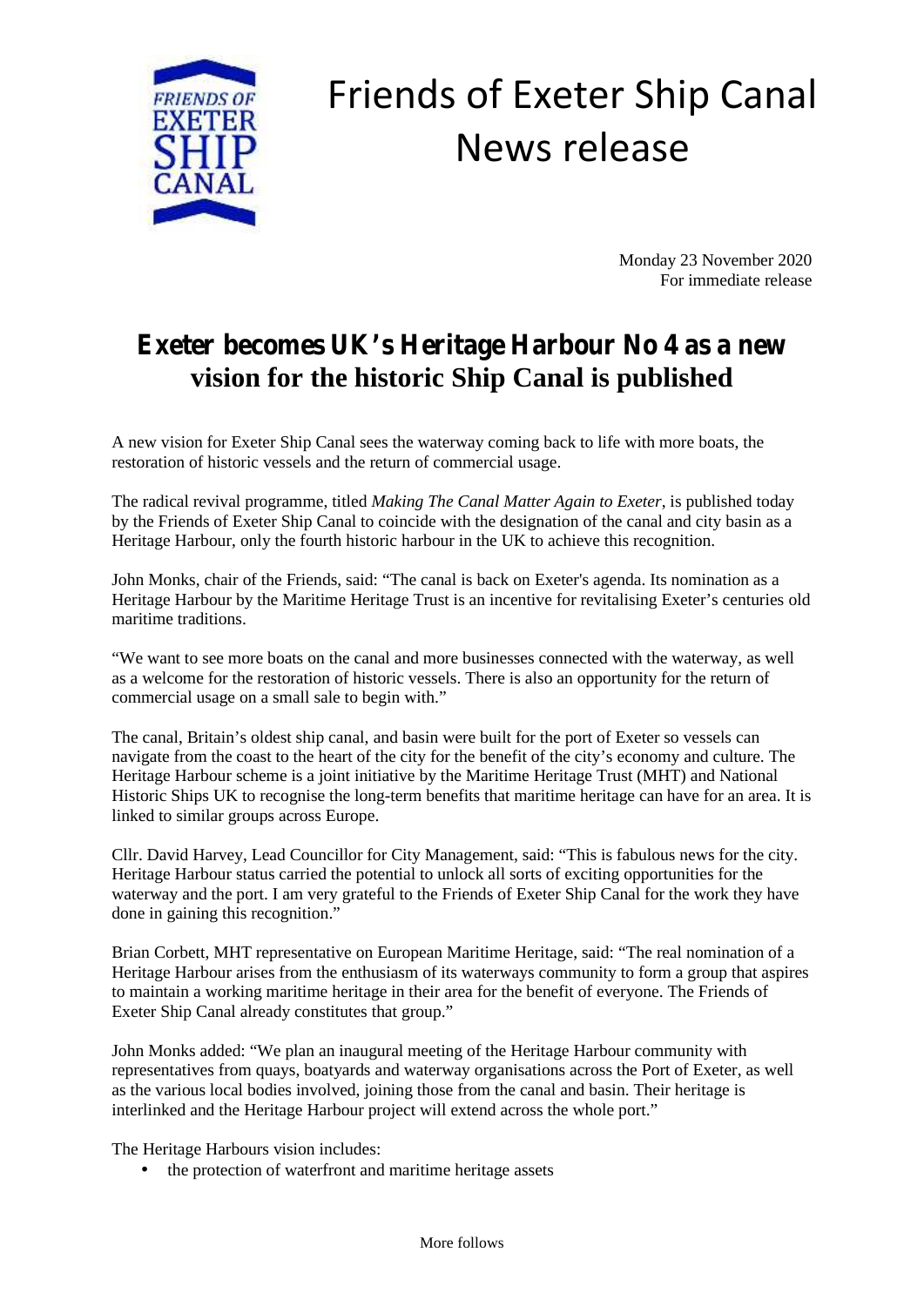# Friends of Exeter Ship Canal News release

Monday 23 November 2020
For immediate release

## Exeter becomes UK's Heritage Harbour No 4 as a new vision for the historic Ship Canal is published

A new vision for Exeter Ship Canal sees the waterway coming back to life with more boats, the restoration of historic vessels and the return of commercial usage.

The radical revival programme, titled *Making The Canal Matter Again to Exeter*, is published today by the Friends of Exeter Ship Canal to coincide with the designation of the canal and city basin as a Heritage Harbour, only the fourth historic harbour in the UK to achieve this recognition.

John Monks, chair of the Friends, said: "The canal is back on Exeter's agenda. Its nomination as a Heritage Harbour by the Maritime Heritage Trust is an incentive for revitalising Exeter's centuries old maritime traditions.

"We want to see more boats on the canal and more businesses connected with the waterway, as well as a welcome for the restoration of historic vessels. There is also an opportunity for the return of commercial usage on a small sale to begin with."

The canal, Britain's oldest ship canal, and basin were built for the port of Exeter so vessels can navigate from the coast to the heart of the city for the benefit of the city's economy and culture. The Heritage Harbour scheme is a joint initiative by the Maritime Heritage Trust (MHT) and National Historic Ships UK to recognise the long-term benefits that maritime heritage can have for an area. It is linked to similar groups across Europe.

Cllr. David Harvey, Lead Councillor for City Management, said: "This is fabulous news for the city. Heritage Harbour status carried the potential to unlock all sorts of exciting opportunities for the waterway and the port. I am very grateful to the Friends of Exeter Ship Canal for the work they have done in gaining this recognition."

Brian Corbett, MHT representative on European Maritime Heritage, said: "The real nomination of a Heritage Harbour arises from the enthusiasm of its waterways community to form a group that aspires to maintain a working maritime heritage in their area for the benefit of everyone. The Friends of Exeter Ship Canal already constitutes that group."

John Monks added: "We plan an inaugural meeting of the Heritage Harbour community with representatives from quays, boatyards and waterway organisations across the Port of Exeter, as well as the various local bodies involved, joining those from the canal and basin. Their heritage is interlinked and the Heritage Harbour project will extend across the whole port."

The Heritage Harbours vision includes:

- the protection of waterfront and maritime heritage assets

More follows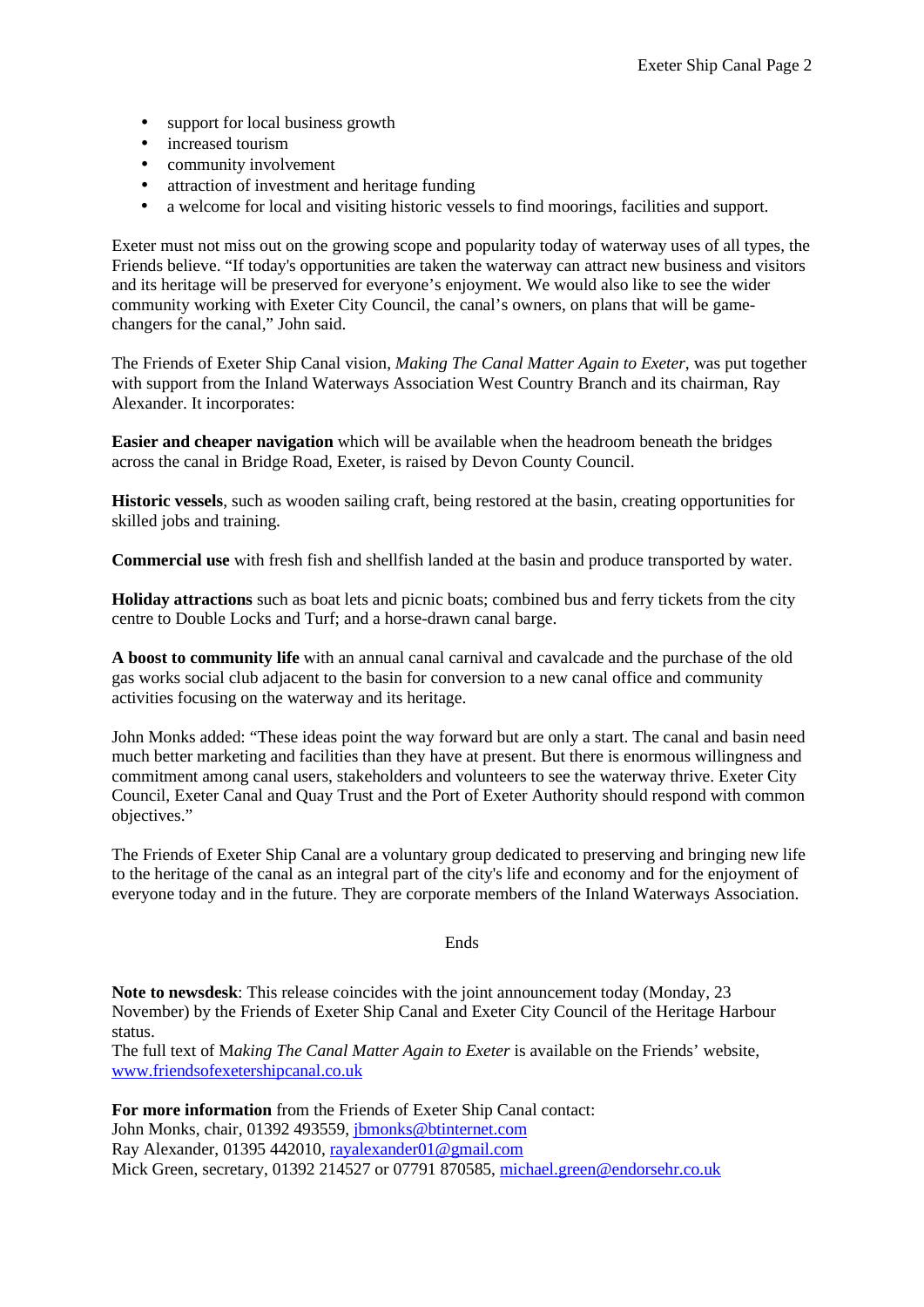- support for local business growth
- increased tourism
- community involvement
- attraction of investment and heritage funding
- a welcome for local and visiting historic vessels to find moorings, facilities and support.

Exeter must not miss out on the growing scope and popularity today of waterway uses of all types, the Friends believe. "If today's opportunities are taken the waterway can attract new business and visitors and its heritage will be preserved for everyone's enjoyment. We would also like to see the wider community working with Exeter City Council, the canal's owners, on plans that will be game-changers for the canal," John said.

The Friends of Exeter Ship Canal vision, *Making The Canal Matter Again to Exeter*, was put together with support from the Inland Waterways Association West Country Branch and its chairman, Ray Alexander. It incorporates:

**Easier and cheaper navigation** which will be available when the headroom beneath the bridges across the canal in Bridge Road, Exeter, is raised by Devon County Council.

**Historic vessels**, such as wooden sailing craft, being restored at the basin, creating opportunities for skilled jobs and training.

**Commercial use** with fresh fish and shellfish landed at the basin and produce transported by water.

**Holiday attractions** such as boat lets and picnic boats; combined bus and ferry tickets from the city centre to Double Locks and Turf; and a horse-drawn canal barge.

**A boost to community life** with an annual canal carnival and cavalcade and the purchase of the old gas works social club adjacent to the basin for conversion to a new canal office and community activities focusing on the waterway and its heritage.

John Monks added: "These ideas point the way forward but are only a start. The canal and basin need much better marketing and facilities than they have at present. But there is enormous willingness and commitment among canal users, stakeholders and volunteers to see the waterway thrive. Exeter City Council, Exeter Canal and Quay Trust and the Port of Exeter Authority should respond with common objectives."

The Friends of Exeter Ship Canal are a voluntary group dedicated to preserving and bringing new life to the heritage of the canal as an integral part of the city's life and economy and for the enjoyment of everyone today and in the future. They are corporate members of the Inland Waterways Association.

Ends

**Note to newsdesk**: This release coincides with the joint announcement today (Monday, 23 November) by the Friends of Exeter Ship Canal and Exeter City Council of the Heritage Harbour status.
The full text of M*aking The Canal Matter Again to Exeter* is available on the Friends' website, [www.friendsofexetershipcanal.co.uk](http://www.friendsofexetershipcanal.co.uk)

**For more information** from the Friends of Exeter Ship Canal contact:
John Monks, chair, 01392 493559, [jbmonks@btinternet.com](mailto:jbmonks@btinternet.com)
Ray Alexander, 01395 442010, [rayalexander01@gmail.com](mailto:rayalexander01@gmail.com)
Mick Green, secretary, 01392 214527 or 07791 870585, [michael.green@endorsehr.co.uk](mailto:michael.green@endorsehr.co.uk)